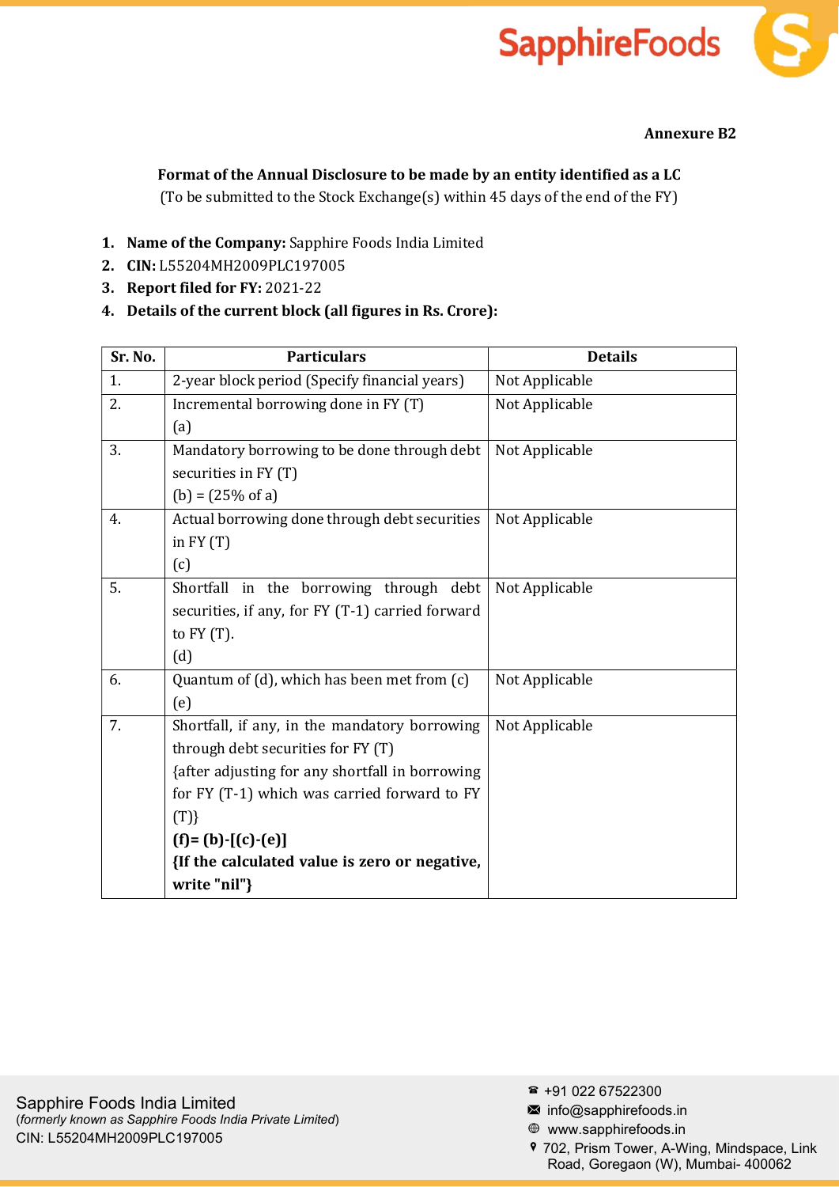**Annexure B2**

**Format of the Annual Disclosure to be made by an entity identified as a LC**
(To be submitted to the Stock Exchange(s) within 45 days of the end of the FY)

1. **Name of the Company:** Sapphire Foods India Limited
2. **CIN:** L55204MH2009PLC197005
3. **Report filed for FY:** 2021-22
4. **Details of the current block (all figures in Rs. Crore):**

| Sr. No. | Particulars | Details |
|---|---|---|
| 1. | 2-year block period (Specify financial years) | Not Applicable |
| 2. | Incremental borrowing done in FY (T)<br>(a) | Not Applicable |
| 3. | Mandatory borrowing to be done through debt securities in FY (T)<br>(b) = (25% of a) | Not Applicable |
| 4. | Actual borrowing done through debt securities in FY (T)<br>(c) | Not Applicable |
| 5. | Shortfall in the borrowing through debt securities, if any, for FY (T-1) carried forward to FY (T).<br>(d) | Not Applicable |
| 6. | Quantum of (d), which has been met from (c)<br>(e) | Not Applicable |
| 7. | Shortfall, if any, in the mandatory borrowing through debt securities for FY (T)<br>{after adjusting for any shortfall in borrowing for FY (T-1) which was carried forward to FY (T)}<br>**(f)= (b)-[(c)-(e)]**<br>**{If the calculated value is zero or negative, write "nil"}** | Not Applicable |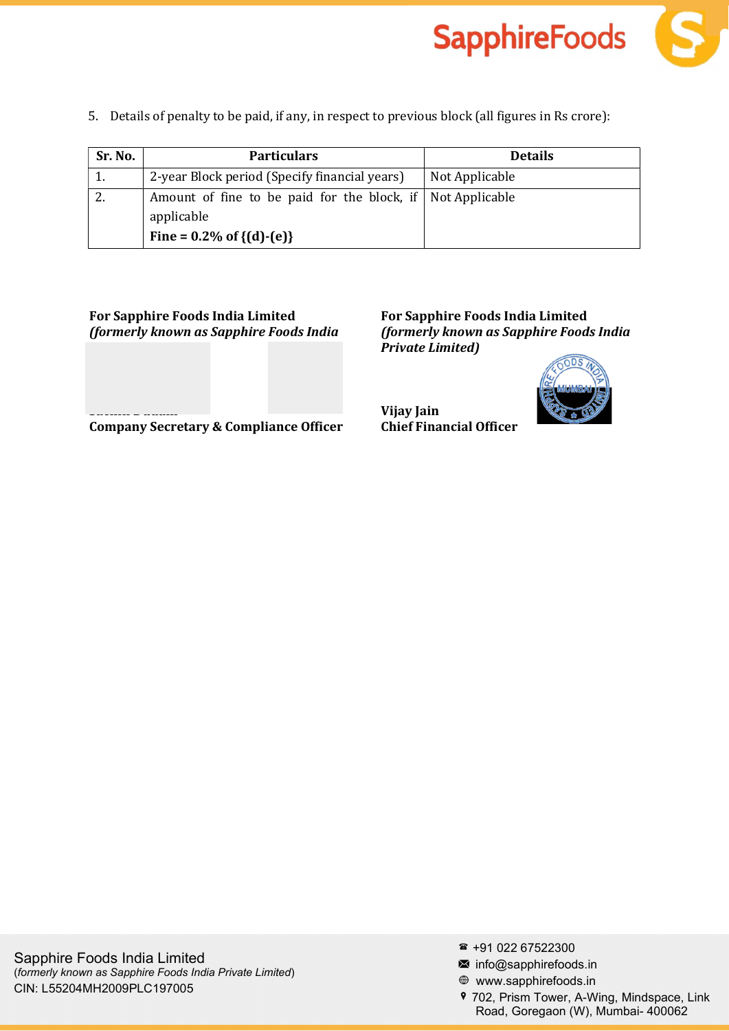5. Details of penalty to be paid, if any, in respect to previous block (all figures in Rs crore):

| Sr. No. | Particulars | Details |
|---|---|---|
| 1. | 2-year Block period (Specify financial years) | Not Applicable |
| 2. | Amount of fine to be paid for the block, if applicable **Fine = 0.2% of {(d)-(e)}** | Not Applicable |

**For Sapphire Foods India Limited**
***(formerly known as Sapphire Foods India***

**Company Secretary & Compliance Officer**

**For Sapphire Foods India Limited**
***(formerly known as Sapphire Foods India Private Limited)***

**Vijay Jain**
**Chief Financial Officer**

Sapphire Foods India Limited
(*formerly known as Sapphire Foods India Private Limited*)
CIN: L55204MH2009PLC197005

+91 022 67522300
info@sapphirefoods.in
www.sapphirefoods.in
702, Prism Tower, A-Wing, Mindspace, Link Road, Goregaon (W), Mumbai- 400062